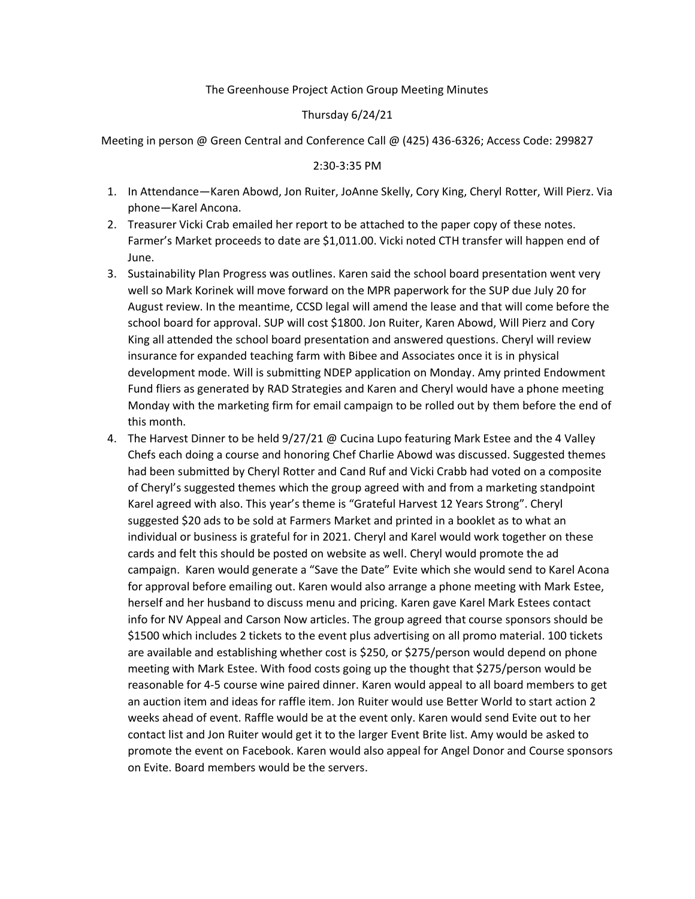The Greenhouse Project Action Group Meeting Minutes

Thursday 6/24/21

Meeting in person @ Green Central and Conference Call @ (425) 436-6326; Access Code: 299827

2:30-3:35 PM

1. In Attendance—Karen Abowd, Jon Ruiter, JoAnne Skelly, Cory King, Cheryl Rotter, Will Pierz. Via phone—Karel Ancona.
2. Treasurer Vicki Crab emailed her report to be attached to the paper copy of these notes. Farmer's Market proceeds to date are $1,011.00. Vicki noted CTH transfer will happen end of June.
3. Sustainability Plan Progress was outlines. Karen said the school board presentation went very well so Mark Korinek will move forward on the MPR paperwork for the SUP due July 20 for August review. In the meantime, CCSD legal will amend the lease and that will come before the school board for approval. SUP will cost $1800. Jon Ruiter, Karen Abowd, Will Pierz and Cory King all attended the school board presentation and answered questions. Cheryl will review insurance for expanded teaching farm with Bibee and Associates once it is in physical development mode. Will is submitting NDEP application on Monday. Amy printed Endowment Fund fliers as generated by RAD Strategies and Karen and Cheryl would have a phone meeting Monday with the marketing firm for email campaign to be rolled out by them before the end of this month.
4. The Harvest Dinner to be held 9/27/21 @ Cucina Lupo featuring Mark Estee and the 4 Valley Chefs each doing a course and honoring Chef Charlie Abowd was discussed. Suggested themes had been submitted by Cheryl Rotter and Cand Ruf and Vicki Crabb had voted on a composite of Cheryl's suggested themes which the group agreed with and from a marketing standpoint Karel agreed with also. This year's theme is "Grateful Harvest 12 Years Strong". Cheryl suggested $20 ads to be sold at Farmers Market and printed in a booklet as to what an individual or business is grateful for in 2021. Cheryl and Karel would work together on these cards and felt this should be posted on website as well. Cheryl would promote the ad campaign. Karen would generate a "Save the Date" Evite which she would send to Karel Acona for approval before emailing out. Karen would also arrange a phone meeting with Mark Estee, herself and her husband to discuss menu and pricing. Karen gave Karel Mark Estees contact info for NV Appeal and Carson Now articles. The group agreed that course sponsors should be $1500 which includes 2 tickets to the event plus advertising on all promo material. 100 tickets are available and establishing whether cost is $250, or $275/person would depend on phone meeting with Mark Estee. With food costs going up the thought that $275/person would be reasonable for 4-5 course wine paired dinner. Karen would appeal to all board members to get an auction item and ideas for raffle item. Jon Ruiter would use Better World to start action 2 weeks ahead of event. Raffle would be at the event only. Karen would send Evite out to her contact list and Jon Ruiter would get it to the larger Event Brite list. Amy would be asked to promote the event on Facebook. Karen would also appeal for Angel Donor and Course sponsors on Evite. Board members would be the servers.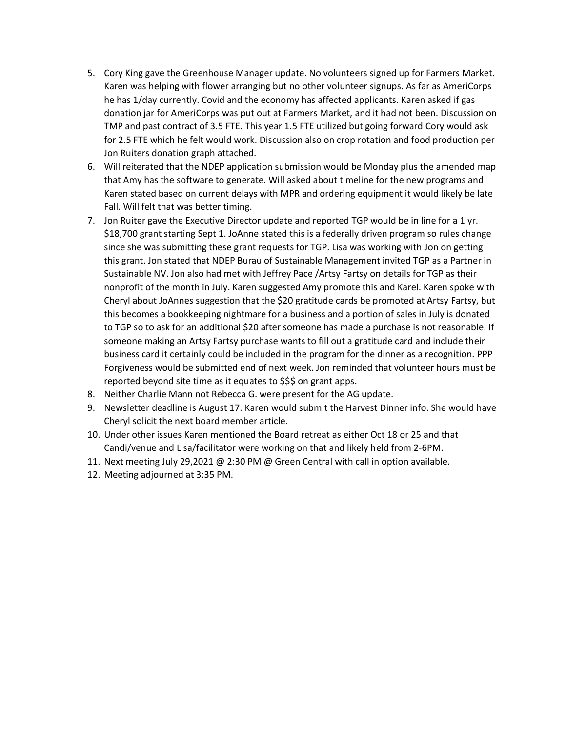5. Cory King gave the Greenhouse Manager update. No volunteers signed up for Farmers Market. Karen was helping with flower arranging but no other volunteer signups. As far as AmeriCorps he has 1/day currently. Covid and the economy has affected applicants. Karen asked if gas donation jar for AmeriCorps was put out at Farmers Market, and it had not been. Discussion on TMP and past contract of 3.5 FTE. This year 1.5 FTE utilized but going forward Cory would ask for 2.5 FTE which he felt would work. Discussion also on crop rotation and food production per Jon Ruiters donation graph attached.
6. Will reiterated that the NDEP application submission would be Monday plus the amended map that Amy has the software to generate. Will asked about timeline for the new programs and Karen stated based on current delays with MPR and ordering equipment it would likely be late Fall. Will felt that was better timing.
7. Jon Ruiter gave the Executive Director update and reported TGP would be in line for a 1 yr. $18,700 grant starting Sept 1. JoAnne stated this is a federally driven program so rules change since she was submitting these grant requests for TGP. Lisa was working with Jon on getting this grant. Jon stated that NDEP Burau of Sustainable Management invited TGP as a Partner in Sustainable NV. Jon also had met with Jeffrey Pace /Artsy Fartsy on details for TGP as their nonprofit of the month in July. Karen suggested Amy promote this and Karel. Karen spoke with Cheryl about JoAnnes suggestion that the $20 gratitude cards be promoted at Artsy Fartsy, but this becomes a bookkeeping nightmare for a business and a portion of sales in July is donated to TGP so to ask for an additional $20 after someone has made a purchase is not reasonable. If someone making an Artsy Fartsy purchase wants to fill out a gratitude card and include their business card it certainly could be included in the program for the dinner as a recognition. PPP Forgiveness would be submitted end of next week. Jon reminded that volunteer hours must be reported beyond site time as it equates to $$$ on grant apps.
8. Neither Charlie Mann not Rebecca G. were present for the AG update.
9. Newsletter deadline is August 17. Karen would submit the Harvest Dinner info. She would have Cheryl solicit the next board member article.
10. Under other issues Karen mentioned the Board retreat as either Oct 18 or 25 and that Candi/venue and Lisa/facilitator were working on that and likely held from 2-6PM.
11. Next meeting July 29,2021 @ 2:30 PM @ Green Central with call in option available.
12. Meeting adjourned at 3:35 PM.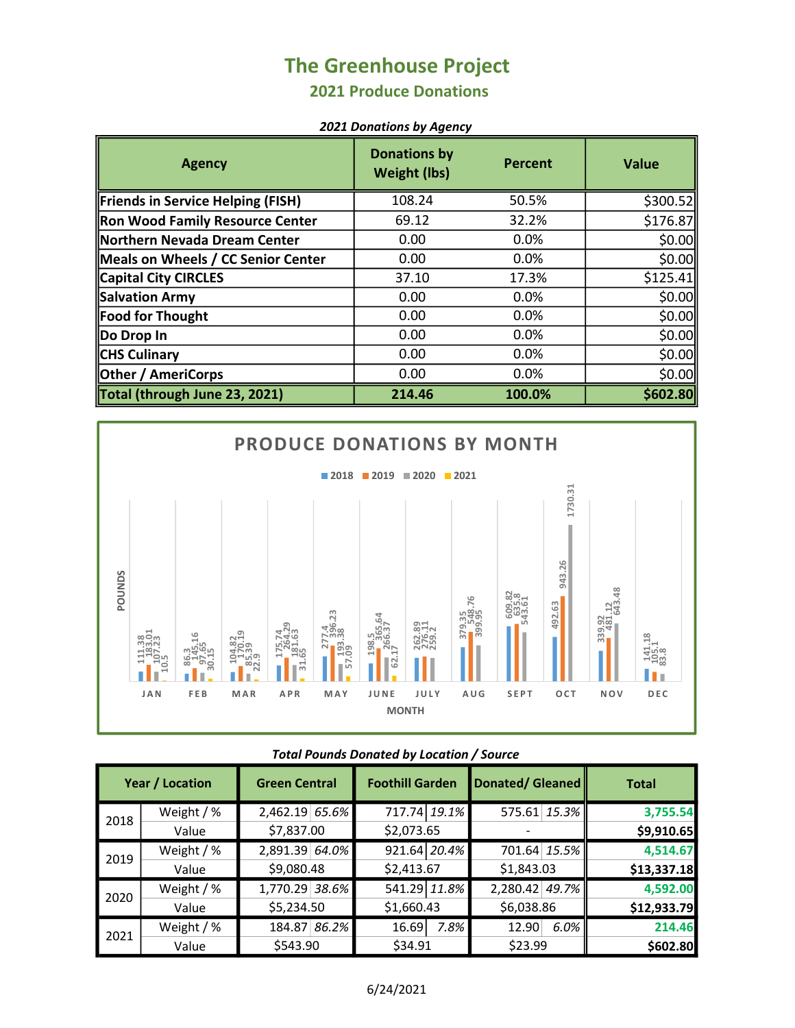# The Greenhouse Project

## 2021 Produce Donations

*2021 Donations by Agency*

| Agency | Donations by Weight (lbs) | Percent | Value |
|---|---|---|---|
| Friends in Service Helping (FISH) | 108.24 | 50.5% | $300.52 |
| Ron Wood Family Resource Center | 69.12 | 32.2% | $176.87 |
| Northern Nevada Dream Center | 0.00 | 0.0% | $0.00 |
| Meals on Wheels / CC Senior Center | 0.00 | 0.0% | $0.00 |
| Capital City CIRCLES | 37.10 | 17.3% | $125.41 |
| Salvation Army | 0.00 | 0.0% | $0.00 |
| Food for Thought | 0.00 | 0.0% | $0.00 |
| Do Drop In | 0.00 | 0.0% | $0.00 |
| CHS Culinary | 0.00 | 0.0% | $0.00 |
| Other / AmeriCorps | 0.00 | 0.0% | $0.00 |
| **Total (through June 23, 2021)** | **214.46** | **100.0%** | **$602.80** |

PRODUCE DONATIONS BY MONTH

2018 2019 2020 2021

POUNDS

JAN: 111.38 183.01 107.23 10.5
FEB: 86.3 145.16 97.65 30.15
MAR: 104.82 170.19 85.39 22.9
APR: 175.74 264.29 181.63 31.65
MAY: 277.4 396.23 193.38 57.09
JUNE: 198.5 365.64 266.37 62.17
JULY: 262.89 276.11 259.2
AUG: 379.35 548.76 399.95
SEPT: 609.82 635.8 543.61
OCT: 492.63 943.26 1730.31
NOV: 339.92 481.12 643.48
DEC: 141.18 105.1 83.8

MONTH

*Total Pounds Donated by Location / Source*

| Year / Location | | Green Central | | Foothill Garden | | Donated/ Gleaned | | Total |
|---|---|---|---|---|---|---|---|---|
| 2018 | Weight / % | 2,462.19 | *65.6%* | 717.74 | *19.1%* | 575.61 | *15.3%* | 3,755.54 |
| | Value | $7,837.00 | | $2,073.65 | | - | | **$9,910.65** |
| 2019 | Weight / % | 2,891.39 | *64.0%* | 921.64 | *20.4%* | 701.64 | *15.5%* | 4,514.67 |
| | Value | $9,080.48 | | $2,413.67 | | $1,843.03 | | **$13,337.18** |
| 2020 | Weight / % | 1,770.29 | *38.6%* | 541.29 | *11.8%* | 2,280.42 | *49.7%* | 4,592.00 |
| | Value | $5,234.50 | | $1,660.43 | | $6,038.86 | | **$12,933.79** |
| 2021 | Weight / % | 184.87 | *86.2%* | 16.69 | *7.8%* | 12.90 | *6.0%* | 214.46 |
| | Value | $543.90 | | $34.91 | | $23.99 | | **$602.80** |

6/24/2021